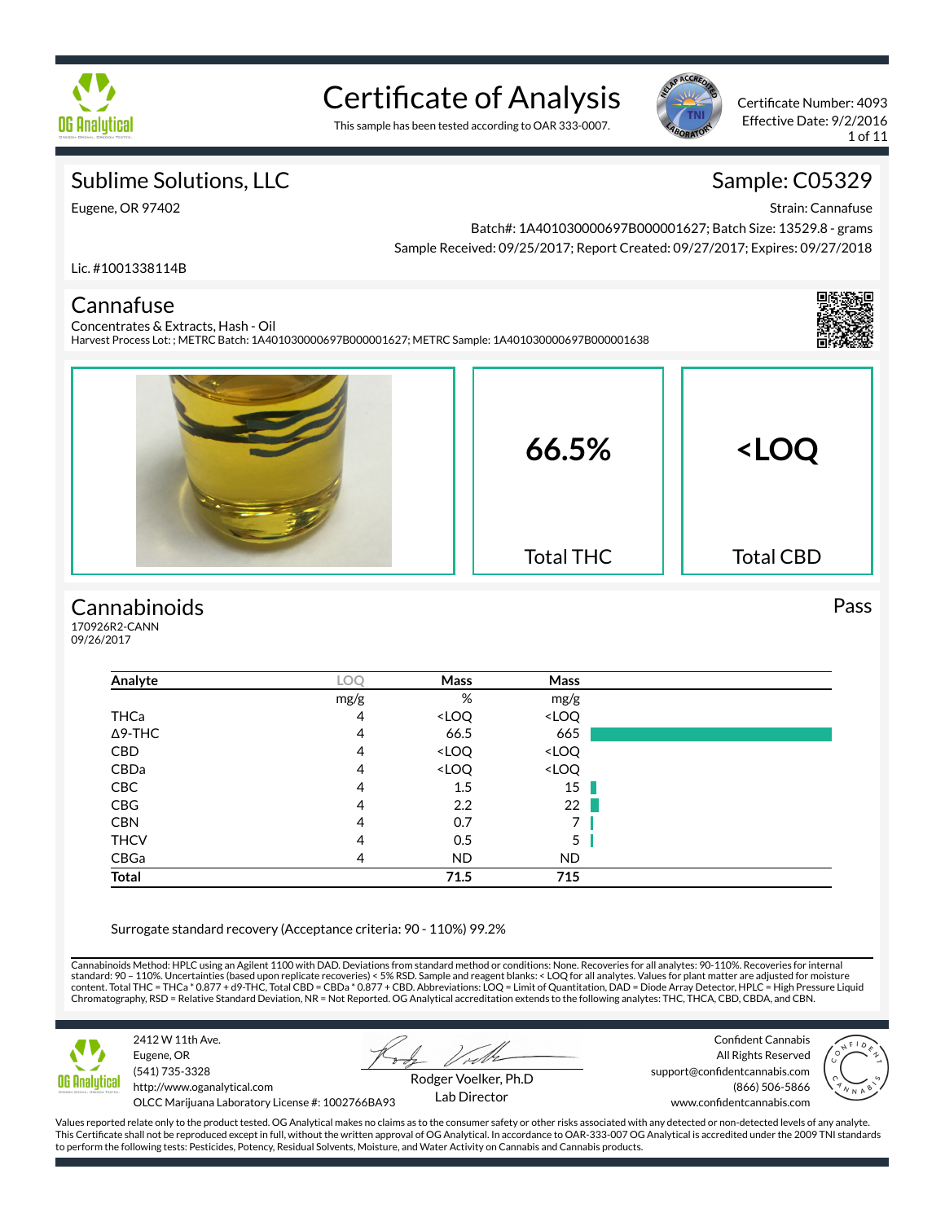# Certificate of Analysis

This sample has been tested according to OAR 333-0007.

Certificate Number: 4093
Effective Date: 9/2/2016

## Sublime Solutions, LLC

Eugene, OR 97402

Lic. #1001338114B

## Sample: C05329

Strain: Cannafuse
Batch#: 1A401030000697B000001627; Batch Size: 13529.8 - grams
Sample Received: 09/25/2017; Report Created: 09/27/2017; Expires: 09/27/2018

## Cannafuse

Concentrates & Extracts, Hash - Oil
Harvest Process Lot: ; METRC Batch: 1A401030000697B000001627; METRC Sample: 1A401030000697B000001638

**66.5%**
Total THC

**<LOQ**
Total CBD

## Cannabinoids

170926R2-CANN
09/26/2017

Pass

| Analyte | LOQ | Mass | Mass |
|---|---|---|---|
| | mg/g | % | mg/g |
| THCa | 4 | <LOQ | <LOQ |
| Δ9-THC | 4 | 66.5 | 665 |
| CBD | 4 | <LOQ | <LOQ |
| CBDa | 4 | <LOQ | <LOQ |
| CBC | 4 | 1.5 | 15 |
| CBG | 4 | 2.2 | 22 |
| CBN | 4 | 0.7 | 7 |
| THCV | 4 | 0.5 | 5 |
| CBGa | 4 | ND | ND |
| **Total** | | **71.5** | **715** |

Surrogate standard recovery (Acceptance criteria: 90 - 110%) 99.2%

Cannabinoids Method: HPLC using an Agilent 1100 with DAD. Deviations from standard method or conditions: None. Recoveries for all analytes: 90-110%. Recoveries for internal standard: 90 – 110%. Uncertainties (based upon replicate recoveries) < 5% RSD. Sample and reagent blanks: < LOQ for all analytes. Values for plant matter are adjusted for moisture content. Total THC = THCa * 0.877 + d9-THC, Total CBD = CBDa * 0.877 + CBD. Abbreviations: LOQ = Limit of Quantitation, DAD = Diode Array Detector, HPLC = High Pressure Liquid Chromatography, RSD = Relative Standard Deviation, NR = Not Reported. OG Analytical accreditation extends to the following analytes: THC, THCA, CBD, CBDA, and CBN.

2412 W 11th Ave.
Eugene, OR
(541) 735-3328
http://www.oganalytical.com
OLCC Marijuana Laboratory License #: 1002766BA93

Rodger Voelker, Ph.D
Lab Director

Confident Cannabis
All Rights Reserved
support@confidentcannabis.com
(866) 506-5866
www.confidentcannabis.com

Values reported relate only to the product tested. OG Analytical makes no claims as to the consumer safety or other risks associated with any detected or non-detected levels of any analyte. This Certificate shall not be reproduced except in full, without the written approval of OG Analytical. In accordance to OAR-333-007 OG Analytical is accredited under the 2009 TNI standards to perform the following tests: Pesticides, Potency, Residual Solvents, Moisture, and Water Activity on Cannabis and Cannabis products.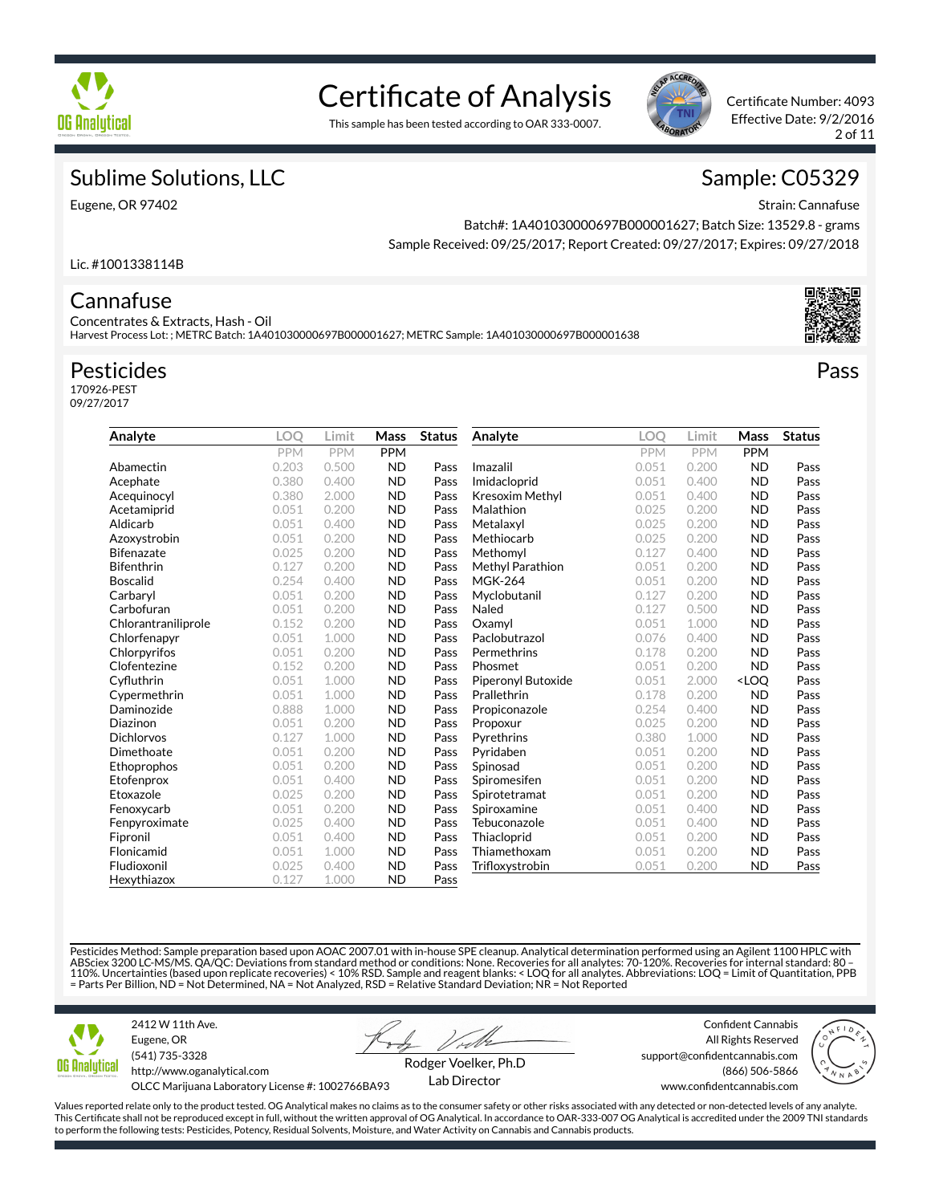# Certificate of Analysis

This sample has been tested according to OAR 333-0007.

Certificate Number: 4093
Effective Date: 9/2/2016

## Sublime Solutions, LLC

Eugene, OR 97402

Lic. #1001338114B

## Sample: C05329

Strain: Cannafuse
Batch#: 1A401030000697B000001627; Batch Size: 13529.8 - grams
Sample Received: 09/25/2017; Report Created: 09/27/2017; Expires: 09/27/2018

## Cannafuse

Concentrates & Extracts, Hash - Oil
Harvest Process Lot: ; METRC Batch: 1A401030000697B000001627; METRC Sample: 1A401030000697B000001638

## Pesticides

170926-PEST
09/27/2017

**Pass**

| Analyte | LOQ | Limit | Mass | Status |
|---|---|---|---|---|
| | PPM | PPM | PPM | |
| Abamectin | 0.203 | 0.500 | ND | Pass |
| Acephate | 0.380 | 0.400 | ND | Pass |
| Acequinocyl | 0.380 | 2.000 | ND | Pass |
| Acetamiprid | 0.051 | 0.200 | ND | Pass |
| Aldicarb | 0.051 | 0.400 | ND | Pass |
| Azoxystrobin | 0.051 | 0.200 | ND | Pass |
| Bifenazate | 0.025 | 0.200 | ND | Pass |
| Bifenthrin | 0.127 | 0.200 | ND | Pass |
| Boscalid | 0.254 | 0.400 | ND | Pass |
| Carbaryl | 0.051 | 0.200 | ND | Pass |
| Carbofuran | 0.051 | 0.200 | ND | Pass |
| Chlorantraniliprole | 0.152 | 0.200 | ND | Pass |
| Chlorfenapyr | 0.051 | 1.000 | ND | Pass |
| Chlorpyrifos | 0.051 | 0.200 | ND | Pass |
| Clofentezine | 0.152 | 0.200 | ND | Pass |
| Cyfluthrin | 0.051 | 1.000 | ND | Pass |
| Cypermethrin | 0.051 | 1.000 | ND | Pass |
| Daminozide | 0.888 | 1.000 | ND | Pass |
| Diazinon | 0.051 | 0.200 | ND | Pass |
| Dichlorvos | 0.127 | 1.000 | ND | Pass |
| Dimethoate | 0.051 | 0.200 | ND | Pass |
| Ethoprophos | 0.051 | 0.200 | ND | Pass |
| Etofenprox | 0.051 | 0.400 | ND | Pass |
| Etoxazole | 0.025 | 0.200 | ND | Pass |
| Fenoxycarb | 0.051 | 0.200 | ND | Pass |
| Fenpyroximate | 0.025 | 0.400 | ND | Pass |
| Fipronil | 0.051 | 0.400 | ND | Pass |
| Flonicamid | 0.051 | 1.000 | ND | Pass |
| Fludioxonil | 0.025 | 0.400 | ND | Pass |
| Hexythiazox | 0.127 | 1.000 | ND | Pass |
| Imazalil | 0.051 | 0.200 | ND | Pass |
| Imidacloprid | 0.051 | 0.400 | ND | Pass |
| Kresoxim Methyl | 0.051 | 0.400 | ND | Pass |
| Malathion | 0.025 | 0.200 | ND | Pass |
| Metalaxyl | 0.025 | 0.200 | ND | Pass |
| Methiocarb | 0.025 | 0.200 | ND | Pass |
| Methomyl | 0.127 | 0.400 | ND | Pass |
| Methyl Parathion | 0.051 | 0.200 | ND | Pass |
| MGK-264 | 0.051 | 0.200 | ND | Pass |
| Myclobutanil | 0.127 | 0.200 | ND | Pass |
| Naled | 0.127 | 0.500 | ND | Pass |
| Oxamyl | 0.051 | 1.000 | ND | Pass |
| Paclobutrazol | 0.076 | 0.400 | ND | Pass |
| Permethrins | 0.178 | 0.200 | ND | Pass |
| Phosmet | 0.051 | 0.200 | ND | Pass |
| Piperonyl Butoxide | 0.051 | 2.000 | <LOQ | Pass |
| Prallethrin | 0.178 | 0.200 | ND | Pass |
| Propiconazole | 0.254 | 0.400 | ND | Pass |
| Propoxur | 0.025 | 0.200 | ND | Pass |
| Pyrethrins | 0.380 | 1.000 | ND | Pass |
| Pyridaben | 0.051 | 0.200 | ND | Pass |
| Spinosad | 0.051 | 0.200 | ND | Pass |
| Spiromesifen | 0.051 | 0.200 | ND | Pass |
| Spirotetramat | 0.051 | 0.200 | ND | Pass |
| Spiroxamine | 0.051 | 0.400 | ND | Pass |
| Tebuconazole | 0.051 | 0.400 | ND | Pass |
| Thiacloprid | 0.051 | 0.200 | ND | Pass |
| Thiamethoxam | 0.051 | 0.200 | ND | Pass |
| Trifloxystrobin | 0.051 | 0.200 | ND | Pass |

Pesticides Method: Sample preparation based upon AOAC 2007.01 with in-house SPE cleanup. Analytical determination performed using an Agilent 1100 HPLC with ABSciex 3200 LC-MS/MS. QA/QC: Deviations from standard method or conditions: None. Recoveries for all analytes: 70-120%. Recoveries for internal standard: 80 – 110%. Uncertainties (based upon replicate recoveries) < 10% RSD. Sample and reagent blanks: < LOQ for all analytes. Abbreviations: LOQ = Limit of Quantitation, PPB = Parts Per Billion, ND = Not Determined, NA = Not Analyzed, RSD = Relative Standard Deviation; NR = Not Reported

2412 W 11th Ave.
Eugene, OR
(541) 735-3328
http://www.oganalytical.com
OLCC Marijuana Laboratory License #: 1002766BA93

Rodger Voelker, Ph.D
Lab Director

Confident Cannabis
All Rights Reserved
support@confidentcannabis.com
(866) 506-5866
www.confidentcannabis.com

Values reported relate only to the product tested. OG Analytical makes no claims as to the consumer safety or other risks associated with any detected or non-detected levels of any analyte. This Certificate shall not be reproduced except in full, without the written approval of OG Analytical. In accordance to OAR-333-007 OG Analytical is accredited under the 2009 TNI standards to perform the following tests: Pesticides, Potency, Residual Solvents, Moisture, and Water Activity on Cannabis and Cannabis products.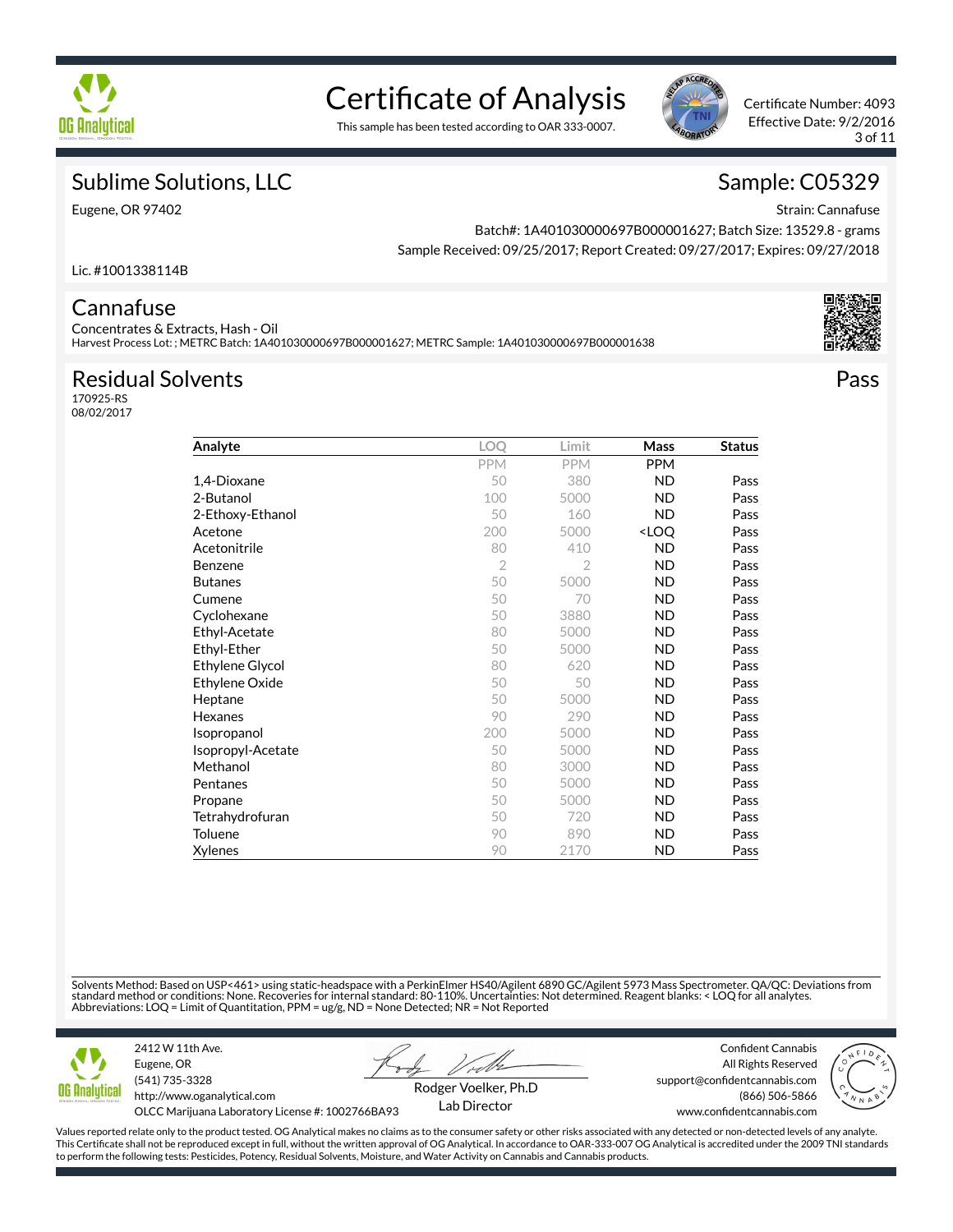# Certificate of Analysis

This sample has been tested according to OAR 333-0007.

Certificate Number: 4093
Effective Date: 9/2/2016

## Sublime Solutions, LLC

Eugene, OR 97402

Lic. #1001338114B

## Sample: C05329

Strain: Cannafuse
Batch#: 1A401030000697B000001627; Batch Size: 13529.8 - grams
Sample Received: 09/25/2017; Report Created: 09/27/2017; Expires: 09/27/2018

## Cannafuse

Concentrates & Extracts, Hash - Oil
Harvest Process Lot: ; METRC Batch: 1A401030000697B000001627; METRC Sample: 1A401030000697B000001638

## Residual Solvents

170925-RS
08/02/2017

**Pass**

| Analyte | LOQ | Limit | Mass | Status |
|---|---|---|---|---|
| | PPM | PPM | PPM | |
| 1,4-Dioxane | 50 | 380 | ND | Pass |
| 2-Butanol | 100 | 5000 | ND | Pass |
| 2-Ethoxy-Ethanol | 50 | 160 | ND | Pass |
| Acetone | 200 | 5000 | <LOQ | Pass |
| Acetonitrile | 80 | 410 | ND | Pass |
| Benzene | 2 | 2 | ND | Pass |
| Butanes | 50 | 5000 | ND | Pass |
| Cumene | 50 | 70 | ND | Pass |
| Cyclohexane | 50 | 3880 | ND | Pass |
| Ethyl-Acetate | 80 | 5000 | ND | Pass |
| Ethyl-Ether | 50 | 5000 | ND | Pass |
| Ethylene Glycol | 80 | 620 | ND | Pass |
| Ethylene Oxide | 50 | 50 | ND | Pass |
| Heptane | 50 | 5000 | ND | Pass |
| Hexanes | 90 | 290 | ND | Pass |
| Isopropanol | 200 | 5000 | ND | Pass |
| Isopropyl-Acetate | 50 | 5000 | ND | Pass |
| Methanol | 80 | 3000 | ND | Pass |
| Pentanes | 50 | 5000 | ND | Pass |
| Propane | 50 | 5000 | ND | Pass |
| Tetrahydrofuran | 50 | 720 | ND | Pass |
| Toluene | 90 | 890 | ND | Pass |
| Xylenes | 90 | 2170 | ND | Pass |

Solvents Method: Based on USP<461> using static-headspace with a PerkinElmer HS40/Agilent 6890 GC/Agilent 5973 Mass Spectrometer. QA/QC: Deviations from standard method or conditions: None. Recoveries for internal standard: 80-110%. Uncertainties: Not determined. Reagent blanks: < LOQ for all analytes.
Abbreviations: LOQ = Limit of Quantitation, PPM = ug/g, ND = None Detected; NR = Not Reported

2412 W 11th Ave.
Eugene, OR
(541) 735-3328
http://www.oganalytical.com
OLCC Marijuana Laboratory License #: 1002766BA93

Rodger Voelker, Ph.D
Lab Director

Confident Cannabis
All Rights Reserved
support@confidentcannabis.com
(866) 506-5866
www.confidentcannabis.com

Values reported relate only to the product tested. OG Analytical makes no claims as to the consumer safety or other risks associated with any detected or non-detected levels of any analyte. This Certificate shall not be reproduced except in full, without the written approval of OG Analytical. In accordance to OAR-333-007 OG Analytical is accredited under the 2009 TNI standards to perform the following tests: Pesticides, Potency, Residual Solvents, Moisture, and Water Activity on Cannabis and Cannabis products.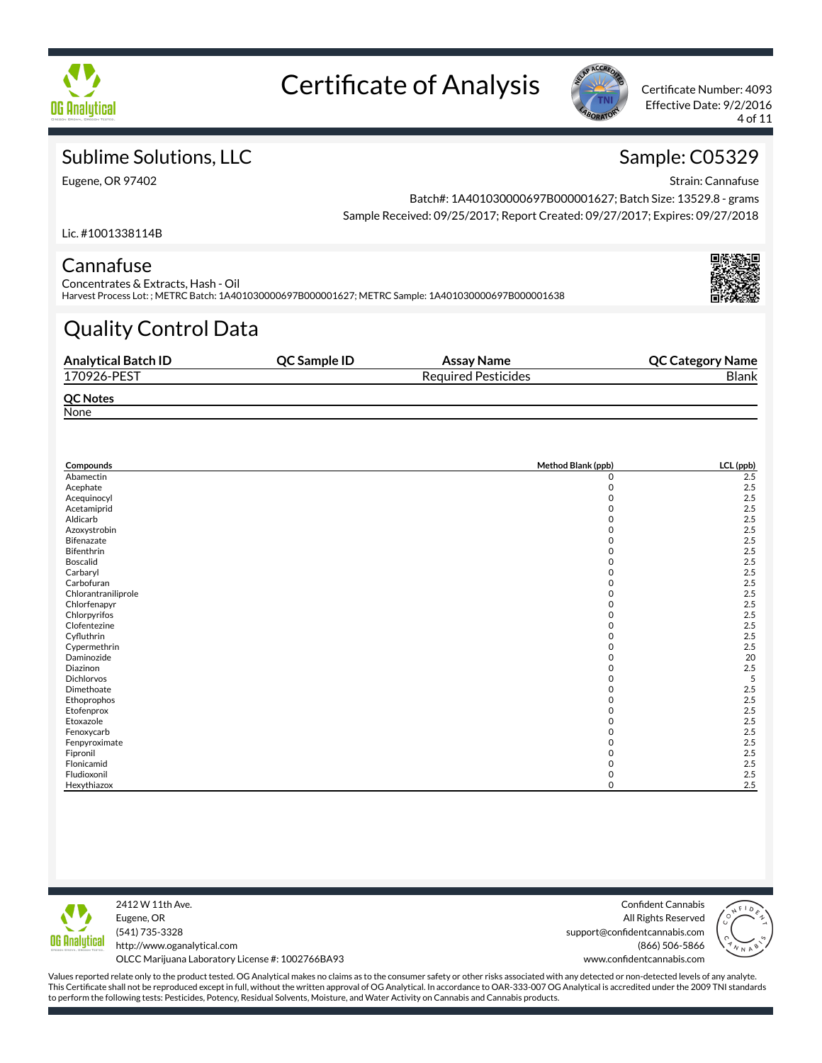# Certificate of Analysis

Certificate Number: 4093
Effective Date: 9/2/2016

## Sublime Solutions, LLC

Eugene, OR 97402

Lic. #1001338114B

## Sample: C05329

Strain: Cannafuse
Batch#: 1A401030000697B000001627; Batch Size: 13529.8 - grams
Sample Received: 09/25/2017; Report Created: 09/27/2017; Expires: 09/27/2018

## Cannafuse

Concentrates & Extracts, Hash - Oil
Harvest Process Lot: ; METRC Batch: 1A401030000697B000001627; METRC Sample: 1A401030000697B000001638

## Quality Control Data

| Analytical Batch ID | QC Sample ID | Assay Name | QC Category Name |
|---|---|---|---|
| 170926-PEST | | Required Pesticides | Blank |

**QC Notes**
None

| Compounds | Method Blank (ppb) | LCL (ppb) |
|---|---|---|
| Abamectin | 0 | 2.5 |
| Acephate | 0 | 2.5 |
| Acequinocyl | 0 | 2.5 |
| Acetamiprid | 0 | 2.5 |
| Aldicarb | 0 | 2.5 |
| Azoxystrobin | 0 | 2.5 |
| Bifenazate | 0 | 2.5 |
| Bifenthrin | 0 | 2.5 |
| Boscalid | 0 | 2.5 |
| Carbaryl | 0 | 2.5 |
| Carbofuran | 0 | 2.5 |
| Chlorantraniliprole | 0 | 2.5 |
| Chlorfenapyr | 0 | 2.5 |
| Chlorpyrifos | 0 | 2.5 |
| Clofentezine | 0 | 2.5 |
| Cyfluthrin | 0 | 2.5 |
| Cypermethrin | 0 | 2.5 |
| Daminozide | 0 | 20 |
| Diazinon | 0 | 2.5 |
| Dichlorvos | 0 | 5 |
| Dimethoate | 0 | 2.5 |
| Ethoprophos | 0 | 2.5 |
| Etofenprox | 0 | 2.5 |
| Etoxazole | 0 | 2.5 |
| Fenoxycarb | 0 | 2.5 |
| Fenpyroximate | 0 | 2.5 |
| Fipronil | 0 | 2.5 |
| Flonicamid | 0 | 2.5 |
| Fludioxonil | 0 | 2.5 |
| Hexythiazox | 0 | 2.5 |

2412 W 11th Ave.
Eugene, OR
(541) 735-3328
http://www.oganalytical.com
OLCC Marijuana Laboratory License #: 1002766BA93

Confident Cannabis
All Rights Reserved
support@confidentcannabis.com
(866) 506-5866
www.confidentcannabis.com

Values reported relate only to the product tested. OG Analytical makes no claims as to the consumer safety or other risks associated with any detected or non-detected levels of any analyte. This Certificate shall not be reproduced except in full, without the written approval of OG Analytical. In accordance to OAR-333-007 OG Analytical is accredited under the 2009 TNI standards to perform the following tests: Pesticides, Potency, Residual Solvents, Moisture, and Water Activity on Cannabis and Cannabis products.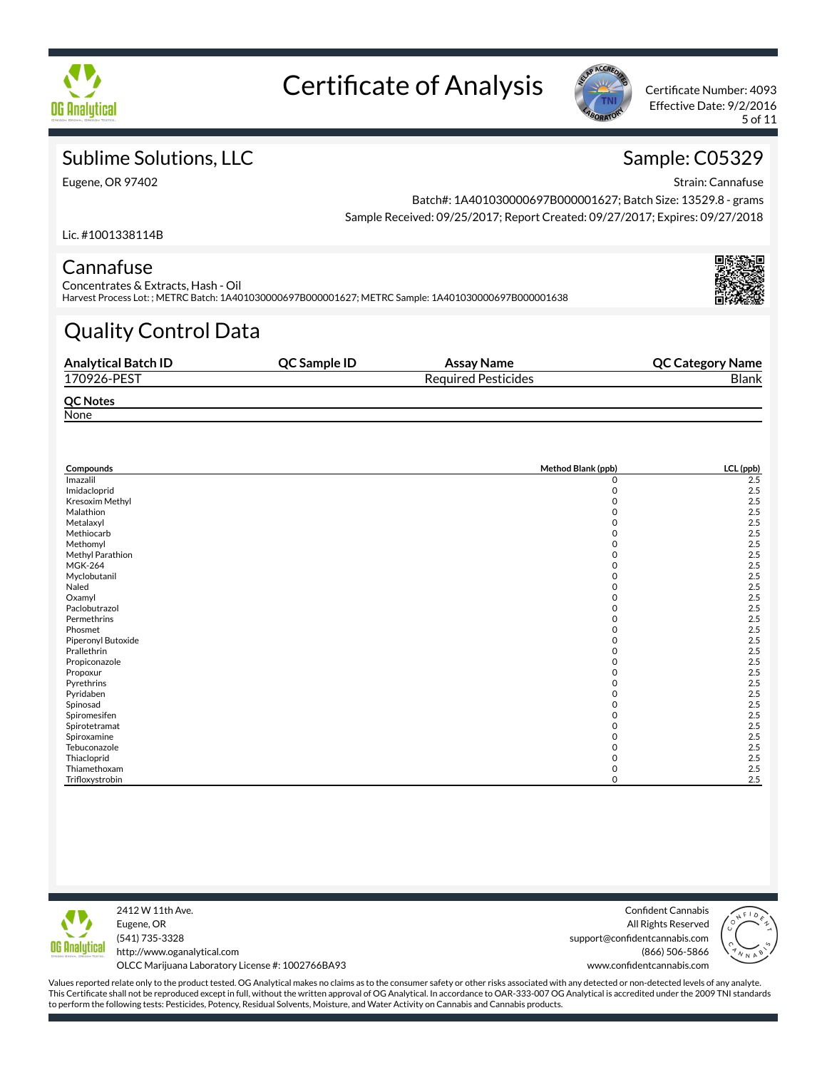# Certificate of Analysis

Certificate Number: 4093
Effective Date: 9/2/2016

## Sublime Solutions, LLC

Eugene, OR 97402

Lic. #1001338114B

## Sample: C05329

Strain: Cannafuse
Batch#: 1A401030000697B000001627; Batch Size: 13529.8 - grams
Sample Received: 09/25/2017; Report Created: 09/27/2017; Expires: 09/27/2018

## Cannafuse

Concentrates & Extracts, Hash - Oil
Harvest Process Lot: ; METRC Batch: 1A401030000697B000001627; METRC Sample: 1A401030000697B000001638

# Quality Control Data

| Analytical Batch ID | QC Sample ID | Assay Name | QC Category Name |
|---|---|---|---|
| 170926-PEST | | Required Pesticides | Blank |

**QC Notes**

None

| Compounds | Method Blank (ppb) | LCL (ppb) |
|---|---|---|
| Imazalil | 0 | 2.5 |
| Imidacloprid | 0 | 2.5 |
| Kresoxim Methyl | 0 | 2.5 |
| Malathion | 0 | 2.5 |
| Metalaxyl | 0 | 2.5 |
| Methiocarb | 0 | 2.5 |
| Methomyl | 0 | 2.5 |
| Methyl Parathion | 0 | 2.5 |
| MGK-264 | 0 | 2.5 |
| Myclobutanil | 0 | 2.5 |
| Naled | 0 | 2.5 |
| Oxamyl | 0 | 2.5 |
| Paclobutrazol | 0 | 2.5 |
| Permethrins | 0 | 2.5 |
| Phosmet | 0 | 2.5 |
| Piperonyl Butoxide | 0 | 2.5 |
| Prallethrin | 0 | 2.5 |
| Propiconazole | 0 | 2.5 |
| Propoxur | 0 | 2.5 |
| Pyrethrins | 0 | 2.5 |
| Pyridaben | 0 | 2.5 |
| Spinosad | 0 | 2.5 |
| Spiromesifen | 0 | 2.5 |
| Spirotetramat | 0 | 2.5 |
| Spiroxamine | 0 | 2.5 |
| Tebuconazole | 0 | 2.5 |
| Thiacloprid | 0 | 2.5 |
| Thiamethoxam | 0 | 2.5 |
| Trifloxystrobin | 0 | 2.5 |

2412 W 11th Ave.
Eugene, OR
(541) 735-3328
http://www.oganalytical.com
OLCC Marijuana Laboratory License #: 1002766BA93

Confident Cannabis
All Rights Reserved
support@confidentcannabis.com
(866) 506-5866
www.confidentcannabis.com

Values reported relate only to the product tested. OG Analytical makes no claims as to the consumer safety or other risks associated with any detected or non-detected levels of any analyte. This Certificate shall not be reproduced except in full, without the written approval of OG Analytical. In accordance to OAR-333-007 OG Analytical is accredited under the 2009 TNI standards to perform the following tests: Pesticides, Potency, Residual Solvents, Moisture, and Water Activity on Cannabis and Cannabis products.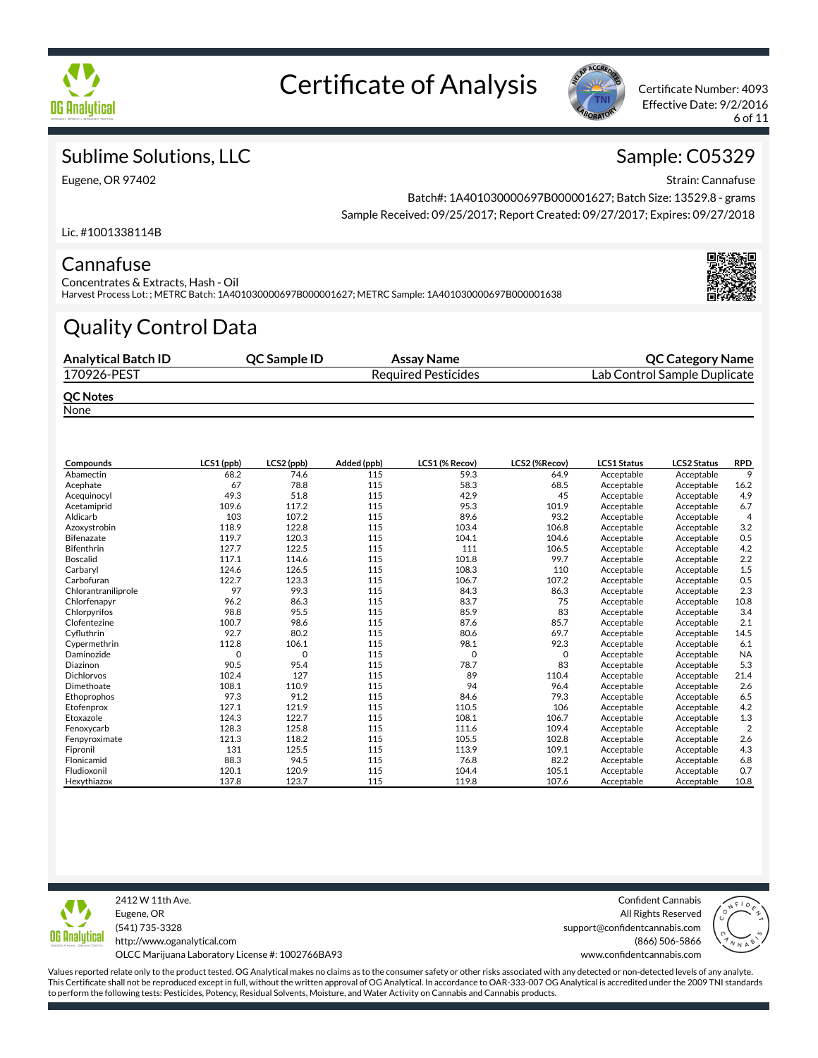# Certificate of Analysis

Certificate Number: 4093
Effective Date: 9/2/2016

## Sublime Solutions, LLC

Eugene, OR 97402

Lic. #1001338114B

## Sample: C05329

Strain: Cannafuse

Batch#: 1A401030000697B000001627; Batch Size: 13529.8 - grams

Sample Received: 09/25/2017; Report Created: 09/27/2017; Expires: 09/27/2018

## Cannafuse

Concentrates & Extracts, Hash - Oil

Harvest Process Lot: ; METRC Batch: 1A401030000697B000001627; METRC Sample: 1A401030000697B000001638

## Quality Control Data

| Analytical Batch ID | QC Sample ID | Assay Name | QC Category Name |
|---|---|---|---|
| 170926-PEST | | Required Pesticides | Lab Control Sample Duplicate |

**QC Notes**

None

| Compounds | LCS1 (ppb) | LCS2 (ppb) | Added (ppb) | LCS1 (% Recov) | LCS2 (%Recov) | LCS1 Status | LCS2 Status | RPD |
|---|---|---|---|---|---|---|---|---|
| Abamectin | 68.2 | 74.6 | 115 | 59.3 | 64.9 | Acceptable | Acceptable | 9 |
| Acephate | 67 | 78.8 | 115 | 58.3 | 68.5 | Acceptable | Acceptable | 16.2 |
| Acequinocyl | 49.3 | 51.8 | 115 | 42.9 | 45 | Acceptable | Acceptable | 4.9 |
| Acetamiprid | 109.6 | 117.2 | 115 | 95.3 | 101.9 | Acceptable | Acceptable | 6.7 |
| Aldicarb | 103 | 107.2 | 115 | 89.6 | 93.2 | Acceptable | Acceptable | 4 |
| Azoxystrobin | 118.9 | 122.8 | 115 | 103.4 | 106.8 | Acceptable | Acceptable | 3.2 |
| Bifenazate | 119.7 | 120.3 | 115 | 104.1 | 104.6 | Acceptable | Acceptable | 0.5 |
| Bifenthrin | 127.7 | 122.5 | 115 | 111 | 106.5 | Acceptable | Acceptable | 4.2 |
| Boscalid | 117.1 | 114.6 | 115 | 101.8 | 99.7 | Acceptable | Acceptable | 2.2 |
| Carbaryl | 124.6 | 126.5 | 115 | 108.3 | 110 | Acceptable | Acceptable | 1.5 |
| Carbofuran | 122.7 | 123.3 | 115 | 106.7 | 107.2 | Acceptable | Acceptable | 0.5 |
| Chlorantraniliprole | 97 | 99.3 | 115 | 84.3 | 86.3 | Acceptable | Acceptable | 2.3 |
| Chlorfenapyr | 96.2 | 86.3 | 115 | 83.7 | 75 | Acceptable | Acceptable | 10.8 |
| Chlorpyrifos | 98.8 | 95.5 | 115 | 85.9 | 83 | Acceptable | Acceptable | 3.4 |
| Clofentezine | 100.7 | 98.6 | 115 | 87.6 | 85.7 | Acceptable | Acceptable | 2.1 |
| Cyfluthrin | 92.7 | 80.2 | 115 | 80.6 | 69.7 | Acceptable | Acceptable | 14.5 |
| Cypermethrin | 112.8 | 106.1 | 115 | 98.1 | 92.3 | Acceptable | Acceptable | 6.1 |
| Daminozide | 0 | 0 | 115 | 0 | 0 | Acceptable | Acceptable | NA |
| Diazinon | 90.5 | 95.4 | 115 | 78.7 | 83 | Acceptable | Acceptable | 5.3 |
| Dichlorvos | 102.4 | 127 | 115 | 89 | 110.4 | Acceptable | Acceptable | 21.4 |
| Dimethoate | 108.1 | 110.9 | 115 | 94 | 96.4 | Acceptable | Acceptable | 2.6 |
| Ethoprophos | 97.3 | 91.2 | 115 | 84.6 | 79.3 | Acceptable | Acceptable | 6.5 |
| Etofenprox | 127.1 | 121.9 | 115 | 110.5 | 106 | Acceptable | Acceptable | 4.2 |
| Etoxazole | 124.3 | 122.7 | 115 | 108.1 | 106.7 | Acceptable | Acceptable | 1.3 |
| Fenoxycarb | 128.3 | 125.8 | 115 | 111.6 | 109.4 | Acceptable | Acceptable | 2 |
| Fenpyroximate | 121.3 | 118.2 | 115 | 105.5 | 102.8 | Acceptable | Acceptable | 2.6 |
| Fipronil | 131 | 125.5 | 115 | 113.9 | 109.1 | Acceptable | Acceptable | 4.3 |
| Flonicamid | 88.3 | 94.5 | 115 | 76.8 | 82.2 | Acceptable | Acceptable | 6.8 |
| Fludioxonil | 120.1 | 120.9 | 115 | 104.4 | 105.1 | Acceptable | Acceptable | 0.7 |
| Hexythiazox | 137.8 | 123.7 | 115 | 119.8 | 107.6 | Acceptable | Acceptable | 10.8 |

2412 W 11th Ave.
Eugene, OR
(541) 735-3328
http://www.oganalytical.com
OLCC Marijuana Laboratory License #: 1002766BA93

Confident Cannabis
All Rights Reserved
support@confidentcannabis.com
(866) 506-5866
www.confidentcannabis.com

Values reported relate only to the product tested. OG Analytical makes no claims as to the consumer safety or other risks associated with any detected or non-detected levels of any analyte. This Certificate shall not be reproduced except in full, without the written approval of OG Analytical. In accordance to OAR-333-007 OG Analytical is accredited under the 2009 TNI standards to perform the following tests: Pesticides, Potency, Residual Solvents, Moisture, and Water Activity on Cannabis and Cannabis products.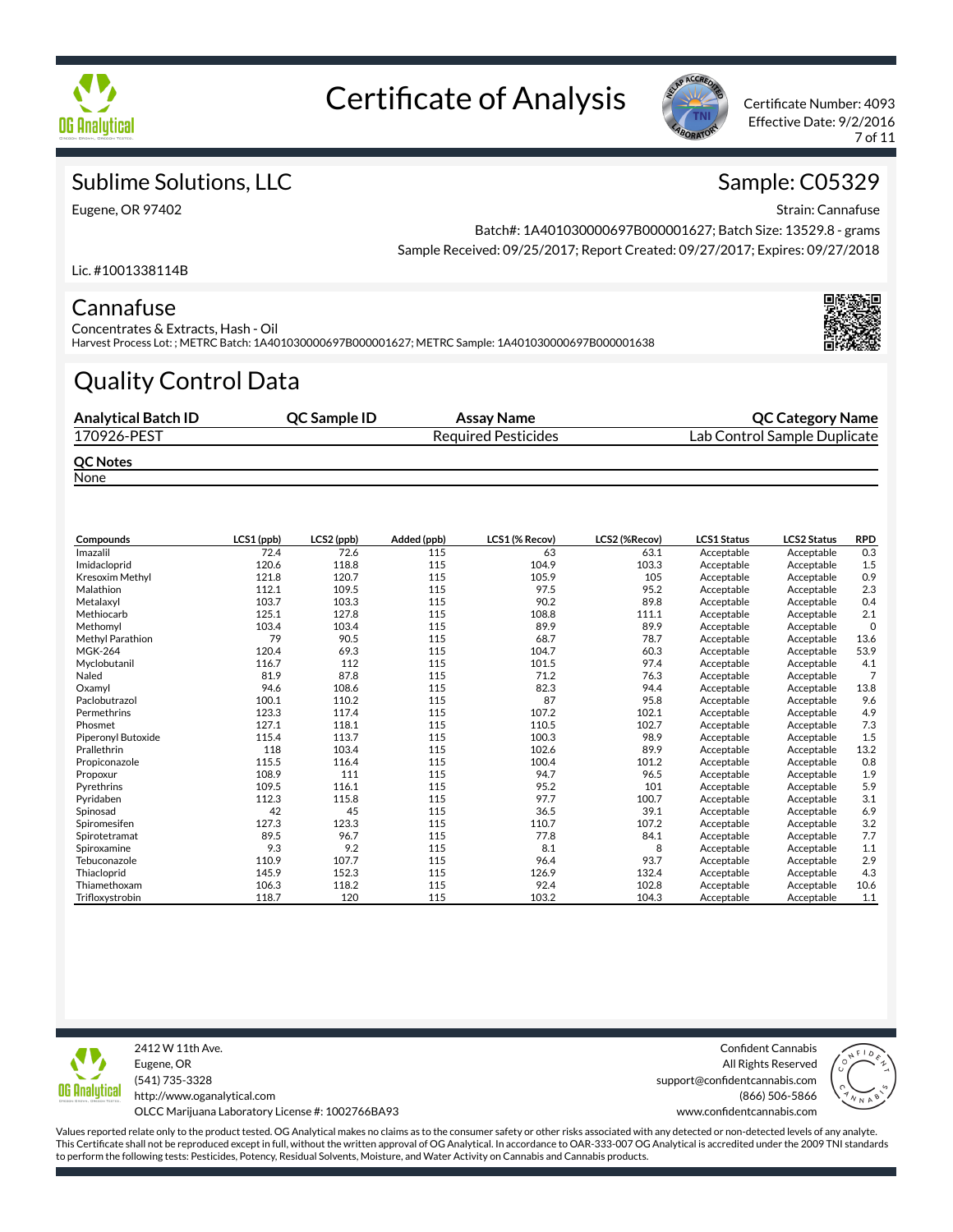# Certificate of Analysis

Certificate Number: 4093
Effective Date: 9/2/2016

## Sublime Solutions, LLC

Eugene, OR 97402

Lic. #1001338114B

## Sample: C05329

Strain: Cannafuse
Batch#: 1A401030000697B000001627; Batch Size: 13529.8 - grams
Sample Received: 09/25/2017; Report Created: 09/27/2017; Expires: 09/27/2018

## Cannafuse

Concentrates & Extracts, Hash - Oil
Harvest Process Lot: ; METRC Batch: 1A401030000697B000001627; METRC Sample: 1A401030000697B000001638

## Quality Control Data

| Analytical Batch ID | QC Sample ID | Assay Name | QC Category Name |
|---|---|---|---|
| 170926-PEST | | Required Pesticides | Lab Control Sample Duplicate |

**QC Notes**

None

| Compounds | LCS1 (ppb) | LCS2 (ppb) | Added (ppb) | LCS1 (% Recov) | LCS2 (%Recov) | LCS1 Status | LCS2 Status | RPD |
|---|---|---|---|---|---|---|---|---|
| Imazalil | 72.4 | 72.6 | 115 | 63 | 63.1 | Acceptable | Acceptable | 0.3 |
| Imidacloprid | 120.6 | 118.8 | 115 | 104.9 | 103.3 | Acceptable | Acceptable | 1.5 |
| Kresoxim Methyl | 121.8 | 120.7 | 115 | 105.9 | 105 | Acceptable | Acceptable | 0.9 |
| Malathion | 112.1 | 109.5 | 115 | 97.5 | 95.2 | Acceptable | Acceptable | 2.3 |
| Metalaxyl | 103.7 | 103.3 | 115 | 90.2 | 89.8 | Acceptable | Acceptable | 0.4 |
| Methiocarb | 125.1 | 127.8 | 115 | 108.8 | 111.1 | Acceptable | Acceptable | 2.1 |
| Methomyl | 103.4 | 103.4 | 115 | 89.9 | 89.9 | Acceptable | Acceptable | 0 |
| Methyl Parathion | 79 | 90.5 | 115 | 68.7 | 78.7 | Acceptable | Acceptable | 13.6 |
| MGK-264 | 120.4 | 69.3 | 115 | 104.7 | 60.3 | Acceptable | Acceptable | 53.9 |
| Myclobutanil | 116.7 | 112 | 115 | 101.5 | 97.4 | Acceptable | Acceptable | 4.1 |
| Naled | 81.9 | 87.8 | 115 | 71.2 | 76.3 | Acceptable | Acceptable | 7 |
| Oxamyl | 94.6 | 108.6 | 115 | 82.3 | 94.4 | Acceptable | Acceptable | 13.8 |
| Paclobutrazol | 100.1 | 110.2 | 115 | 87 | 95.8 | Acceptable | Acceptable | 9.6 |
| Permethrins | 123.3 | 117.4 | 115 | 107.2 | 102.1 | Acceptable | Acceptable | 4.9 |
| Phosmet | 127.1 | 118.1 | 115 | 110.5 | 102.7 | Acceptable | Acceptable | 7.3 |
| Piperonyl Butoxide | 115.4 | 113.7 | 115 | 100.3 | 98.9 | Acceptable | Acceptable | 1.5 |
| Prallethrin | 118 | 103.4 | 115 | 102.6 | 89.9 | Acceptable | Acceptable | 13.2 |
| Propiconazole | 115.5 | 116.4 | 115 | 100.4 | 101.2 | Acceptable | Acceptable | 0.8 |
| Propoxur | 108.9 | 111 | 115 | 94.7 | 96.5 | Acceptable | Acceptable | 1.9 |
| Pyrethrins | 109.5 | 116.1 | 115 | 95.2 | 101 | Acceptable | Acceptable | 5.9 |
| Pyridaben | 112.3 | 115.8 | 115 | 97.7 | 100.7 | Acceptable | Acceptable | 3.1 |
| Spinosad | 42 | 45 | 115 | 36.5 | 39.1 | Acceptable | Acceptable | 6.9 |
| Spiromesifen | 127.3 | 123.3 | 115 | 110.7 | 107.2 | Acceptable | Acceptable | 3.2 |
| Spirotetramat | 89.5 | 96.7 | 115 | 77.8 | 84.1 | Acceptable | Acceptable | 7.7 |
| Spiroxamine | 9.3 | 9.2 | 115 | 8.1 | 8 | Acceptable | Acceptable | 1.1 |
| Tebuconazole | 110.9 | 107.7 | 115 | 96.4 | 93.7 | Acceptable | Acceptable | 2.9 |
| Thiacloprid | 145.9 | 152.3 | 115 | 126.9 | 132.4 | Acceptable | Acceptable | 4.3 |
| Thiamethoxam | 106.3 | 118.2 | 115 | 92.4 | 102.8 | Acceptable | Acceptable | 10.6 |
| Trifloxystrobin | 118.7 | 120 | 115 | 103.2 | 104.3 | Acceptable | Acceptable | 1.1 |

2412 W 11th Ave.
Eugene, OR
(541) 735-3328
http://www.oganalytical.com
OLCC Marijuana Laboratory License #: 1002766BA93

Confident Cannabis
All Rights Reserved
support@confidentcannabis.com
(866) 506-5866
www.confidentcannabis.com

Values reported relate only to the product tested. OG Analytical makes no claims as to the consumer safety or other risks associated with any detected or non-detected levels of any analyte. This Certificate shall not be reproduced except in full, without the written approval of OG Analytical. In accordance to OAR-333-007 OG Analytical is accredited under the 2009 TNI standards to perform the following tests: Pesticides, Potency, Residual Solvents, Moisture, and Water Activity on Cannabis and Cannabis products.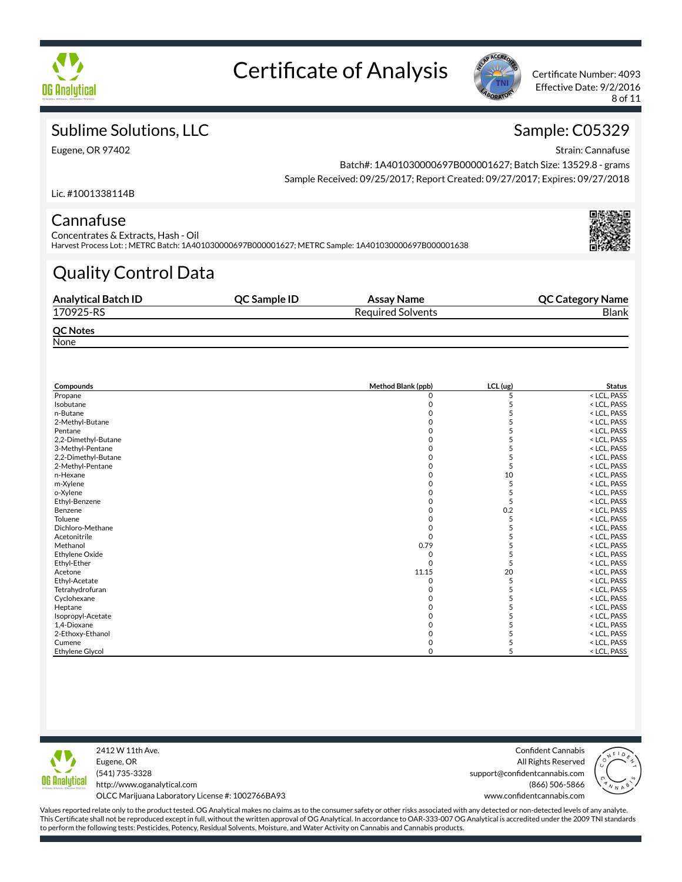# Certificate of Analysis

Certificate Number: 4093
Effective Date: 9/2/2016

## Sublime Solutions, LLC

Eugene, OR 97402

Lic. #1001338114B

## Sample: C05329

Strain: Cannafuse

Batch#: 1A401030000697B000001627; Batch Size: 13529.8 - grams

Sample Received: 09/25/2017; Report Created: 09/27/2017; Expires: 09/27/2018

## Cannafuse

Concentrates & Extracts, Hash - Oil

Harvest Process Lot: ; METRC Batch: 1A401030000697B000001627; METRC Sample: 1A401030000697B000001638

# Quality Control Data

| Analytical Batch ID | QC Sample ID | Assay Name | QC Category Name |
|---|---|---|---|
| 170925-RS | | Required Solvents | Blank |

**QC Notes**

None

| Compounds | Method Blank (ppb) | LCL (ug) | Status |
|---|---|---|---|
| Propane | 0 | 5 | < LCL, PASS |
| Isobutane | 0 | 5 | < LCL, PASS |
| n-Butane | 0 | 5 | < LCL, PASS |
| 2-Methyl-Butane | 0 | 5 | < LCL, PASS |
| Pentane | 0 | 5 | < LCL, PASS |
| 2,2-Dimethyl-Butane | 0 | 5 | < LCL, PASS |
| 3-Methyl-Pentane | 0 | 5 | < LCL, PASS |
| 2,2-Dimethyl-Butane | 0 | 5 | < LCL, PASS |
| 2-Methyl-Pentane | 0 | 5 | < LCL, PASS |
| n-Hexane | 0 | 10 | < LCL, PASS |
| m-Xylene | 0 | 5 | < LCL, PASS |
| o-Xylene | 0 | 5 | < LCL, PASS |
| Ethyl-Benzene | 0 | 5 | < LCL, PASS |
| Benzene | 0 | 0.2 | < LCL, PASS |
| Toluene | 0 | 5 | < LCL, PASS |
| Dichloro-Methane | 0 | 5 | < LCL, PASS |
| Acetonitrile | 0 | 5 | < LCL, PASS |
| Methanol | 0.79 | 5 | < LCL, PASS |
| Ethylene Oxide | 0 | 5 | < LCL, PASS |
| Ethyl-Ether | 0 | 5 | < LCL, PASS |
| Acetone | 11.15 | 20 | < LCL, PASS |
| Ethyl-Acetate | 0 | 5 | < LCL, PASS |
| Tetrahydrofuran | 0 | 5 | < LCL, PASS |
| Cyclohexane | 0 | 5 | < LCL, PASS |
| Heptane | 0 | 5 | < LCL, PASS |
| Isopropyl-Acetate | 0 | 5 | < LCL, PASS |
| 1,4-Dioxane | 0 | 5 | < LCL, PASS |
| 2-Ethoxy-Ethanol | 0 | 5 | < LCL, PASS |
| Cumene | 0 | 5 | < LCL, PASS |
| Ethylene Glycol | 0 | 5 | < LCL, PASS |

2412 W 11th Ave.
Eugene, OR
(541) 735-3328
http://www.oganalytical.com
OLCC Marijuana Laboratory License #: 1002766BA93

Confident Cannabis
All Rights Reserved
support@confidentcannabis.com
(866) 506-5866
www.confidentcannabis.com

Values reported relate only to the product tested. OG Analytical makes no claims as to the consumer safety or other risks associated with any detected or non-detected levels of any analyte. This Certificate shall not be reproduced except in full, without the written approval of OG Analytical. In accordance to OAR-333-007 OG Analytical is accredited under the 2009 TNI standards to perform the following tests: Pesticides, Potency, Residual Solvents, Moisture, and Water Activity on Cannabis and Cannabis products.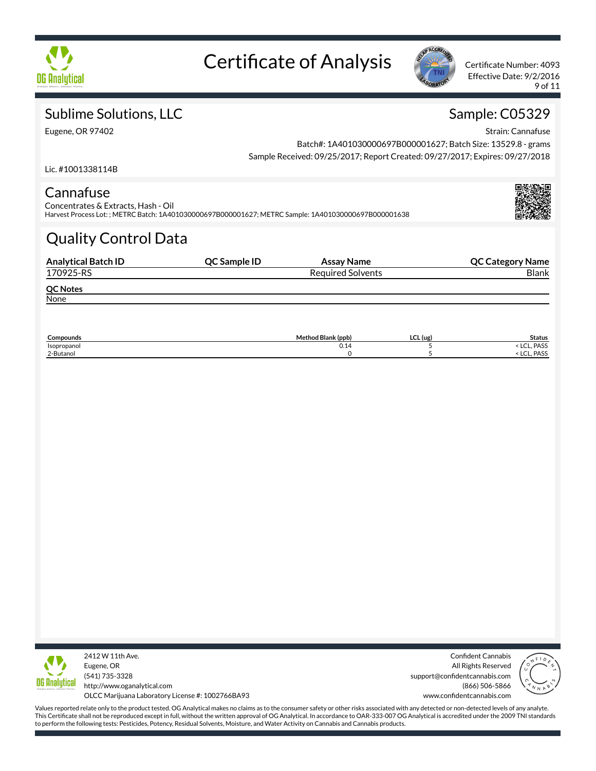# Certificate of Analysis

Certificate Number: 4093
Effective Date: 9/2/2016

## Sublime Solutions, LLC

Eugene, OR 97402

Lic. #1001338114B

## Sample: C05329

Strain: Cannafuse
Batch#: 1A401030000697B000001627; Batch Size: 13529.8 - grams
Sample Received: 09/25/2017; Report Created: 09/27/2017; Expires: 09/27/2018

## Cannafuse

Concentrates & Extracts, Hash - Oil
Harvest Process Lot: ; METRC Batch: 1A401030000697B000001627; METRC Sample: 1A401030000697B000001638

## Quality Control Data

| Analytical Batch ID | QC Sample ID | Assay Name | QC Category Name |
|---|---|---|---|
| 170925-RS | | Required Solvents | Blank |

**QC Notes**
None

| Compounds | Method Blank (ppb) | LCL (ug) | Status |
|---|---|---|---|
| Isopropanol | 0.14 | 5 | < LCL, PASS |
| 2-Butanol | 0 | 5 | < LCL, PASS |

2412 W 11th Ave.
Eugene, OR
(541) 735-3328
http://www.oganalytical.com
OLCC Marijuana Laboratory License #: 1002766BA93

Confident Cannabis
All Rights Reserved
support@confidentcannabis.com
(866) 506-5866
www.confidentcannabis.com

Values reported relate only to the product tested. OG Analytical makes no claims as to the consumer safety or other risks associated with any detected or non-detected levels of any analyte. This Certificate shall not be reproduced except in full, without the written approval of OG Analytical. In accordance to OAR-333-007 OG Analytical is accredited under the 2009 TNI standards to perform the following tests: Pesticides, Potency, Residual Solvents, Moisture, and Water Activity on Cannabis and Cannabis products.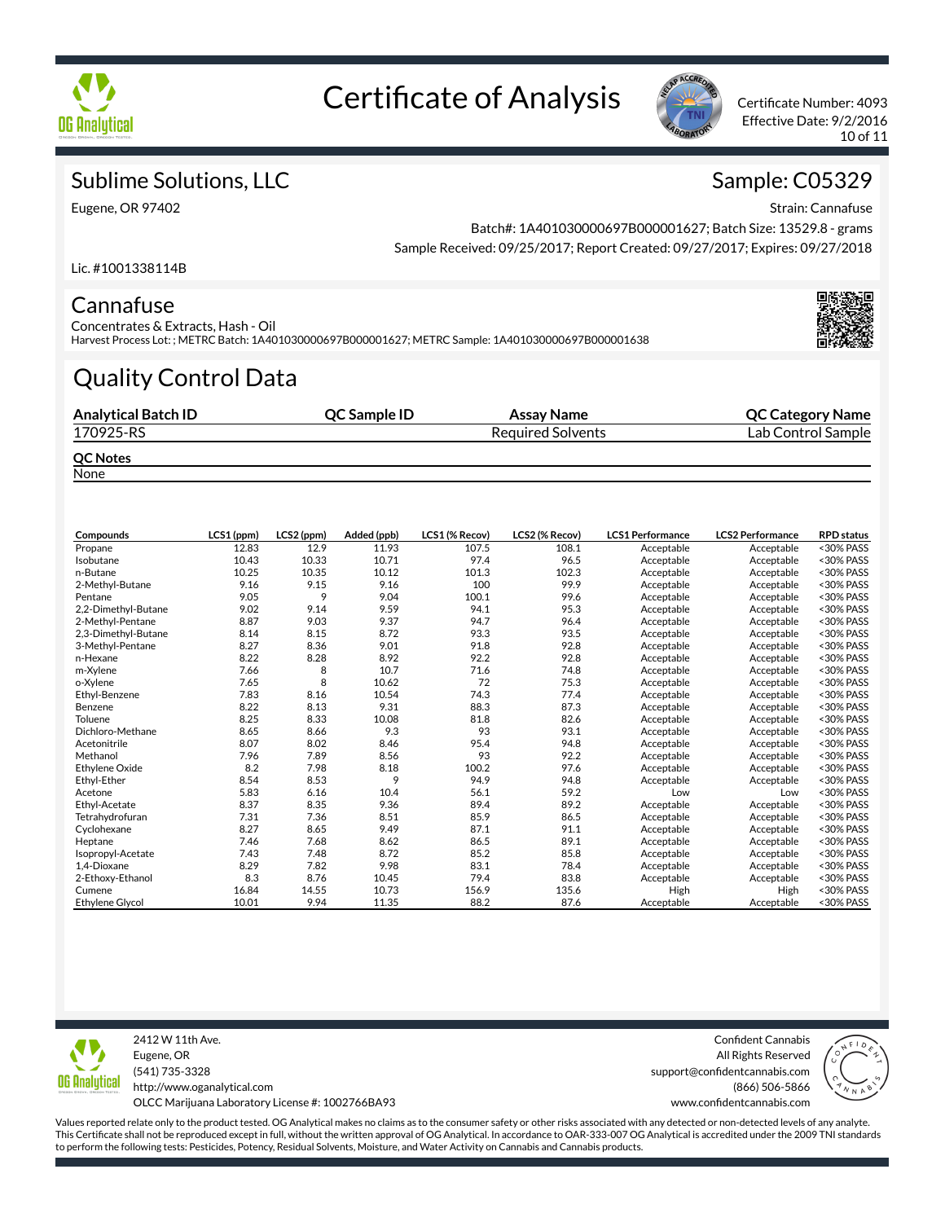# Certificate of Analysis

Certificate Number: 4093
Effective Date: 9/2/2016

## Sublime Solutions, LLC

Eugene, OR 97402

Lic. #1001338114B

## Sample: C05329

Strain: Cannafuse
Batch#: 1A401030000697B000001627; Batch Size: 13529.8 - grams
Sample Received: 09/25/2017; Report Created: 09/27/2017; Expires: 09/27/2018

## Cannafuse

Concentrates & Extracts, Hash - Oil
Harvest Process Lot: ; METRC Batch: 1A401030000697B000001627; METRC Sample: 1A401030000697B000001638

# Quality Control Data

| Analytical Batch ID | QC Sample ID | Assay Name | QC Category Name |
|---|---|---|---|
| 170925-RS | | Required Solvents | Lab Control Sample |

**QC Notes**
None

| Compounds | LCS1 (ppm) | LCS2 (ppm) | Added (ppb) | LCS1 (% Recov) | LCS2 (% Recov) | LCS1 Performance | LCS2 Performance | RPD status |
|---|---|---|---|---|---|---|---|---|
| Propane | 12.83 | 12.9 | 11.93 | 107.5 | 108.1 | Acceptable | Acceptable | <30% PASS |
| Isobutane | 10.43 | 10.33 | 10.71 | 97.4 | 96.5 | Acceptable | Acceptable | <30% PASS |
| n-Butane | 10.25 | 10.35 | 10.12 | 101.3 | 102.3 | Acceptable | Acceptable | <30% PASS |
| 2-Methyl-Butane | 9.16 | 9.15 | 9.16 | 100 | 99.9 | Acceptable | Acceptable | <30% PASS |
| Pentane | 9.05 | 9 | 9.04 | 100.1 | 99.6 | Acceptable | Acceptable | <30% PASS |
| 2,2-Dimethyl-Butane | 9.02 | 9.14 | 9.59 | 94.1 | 95.3 | Acceptable | Acceptable | <30% PASS |
| 2-Methyl-Pentane | 8.87 | 9.03 | 9.37 | 94.7 | 96.4 | Acceptable | Acceptable | <30% PASS |
| 2,3-Dimethyl-Butane | 8.14 | 8.15 | 8.72 | 93.3 | 93.5 | Acceptable | Acceptable | <30% PASS |
| 3-Methyl-Pentane | 8.27 | 8.36 | 9.01 | 91.8 | 92.8 | Acceptable | Acceptable | <30% PASS |
| n-Hexane | 8.22 | 8.28 | 8.92 | 92.2 | 92.8 | Acceptable | Acceptable | <30% PASS |
| m-Xylene | 7.66 | 8 | 10.7 | 71.6 | 74.8 | Acceptable | Acceptable | <30% PASS |
| o-Xylene | 7.65 | 8 | 10.62 | 72 | 75.3 | Acceptable | Acceptable | <30% PASS |
| Ethyl-Benzene | 7.83 | 8.16 | 10.54 | 74.3 | 77.4 | Acceptable | Acceptable | <30% PASS |
| Benzene | 8.22 | 8.13 | 9.31 | 88.3 | 87.3 | Acceptable | Acceptable | <30% PASS |
| Toluene | 8.25 | 8.33 | 10.08 | 81.8 | 82.6 | Acceptable | Acceptable | <30% PASS |
| Dichloro-Methane | 8.65 | 8.66 | 9.3 | 93 | 93.1 | Acceptable | Acceptable | <30% PASS |
| Acetonitrile | 8.07 | 8.02 | 8.46 | 95.4 | 94.8 | Acceptable | Acceptable | <30% PASS |
| Methanol | 7.96 | 7.89 | 8.56 | 93 | 92.2 | Acceptable | Acceptable | <30% PASS |
| Ethylene Oxide | 8.2 | 7.98 | 8.18 | 100.2 | 97.6 | Acceptable | Acceptable | <30% PASS |
| Ethyl-Ether | 8.54 | 8.53 | 9 | 94.9 | 94.8 | Acceptable | Acceptable | <30% PASS |
| Acetone | 5.83 | 6.16 | 10.4 | 56.1 | 59.2 | Low | Low | <30% PASS |
| Ethyl-Acetate | 8.37 | 8.35 | 9.36 | 89.4 | 89.2 | Acceptable | Acceptable | <30% PASS |
| Tetrahydrofuran | 7.31 | 7.36 | 8.51 | 85.9 | 86.5 | Acceptable | Acceptable | <30% PASS |
| Cyclohexane | 8.27 | 8.65 | 9.49 | 87.1 | 91.1 | Acceptable | Acceptable | <30% PASS |
| Heptane | 7.46 | 7.68 | 8.62 | 86.5 | 89.1 | Acceptable | Acceptable | <30% PASS |
| Isopropyl-Acetate | 7.43 | 7.48 | 8.72 | 85.2 | 85.8 | Acceptable | Acceptable | <30% PASS |
| 1,4-Dioxane | 8.29 | 7.82 | 9.98 | 83.1 | 78.4 | Acceptable | Acceptable | <30% PASS |
| 2-Ethoxy-Ethanol | 8.3 | 8.76 | 10.45 | 79.4 | 83.8 | Acceptable | Acceptable | <30% PASS |
| Cumene | 16.84 | 14.55 | 10.73 | 156.9 | 135.6 | High | High | <30% PASS |
| Ethylene Glycol | 10.01 | 9.94 | 11.35 | 88.2 | 87.6 | Acceptable | Acceptable | <30% PASS |

2412 W 11th Ave.
Eugene, OR
(541) 735-3328
http://www.oganalytical.com
OLCC Marijuana Laboratory License #: 1002766BA93

Confident Cannabis
All Rights Reserved
support@confidentcannabis.com
(866) 506-5866
www.confidentcannabis.com

Values reported relate only to the product tested. OG Analytical makes no claims as to the consumer safety or other risks associated with any detected or non-detected levels of any analyte. This Certificate shall not be reproduced except in full, without the written approval of OG Analytical. In accordance to OAR-333-007 OG Analytical is accredited under the 2009 TNI standards to perform the following tests: Pesticides, Potency, Residual Solvents, Moisture, and Water Activity on Cannabis and Cannabis products.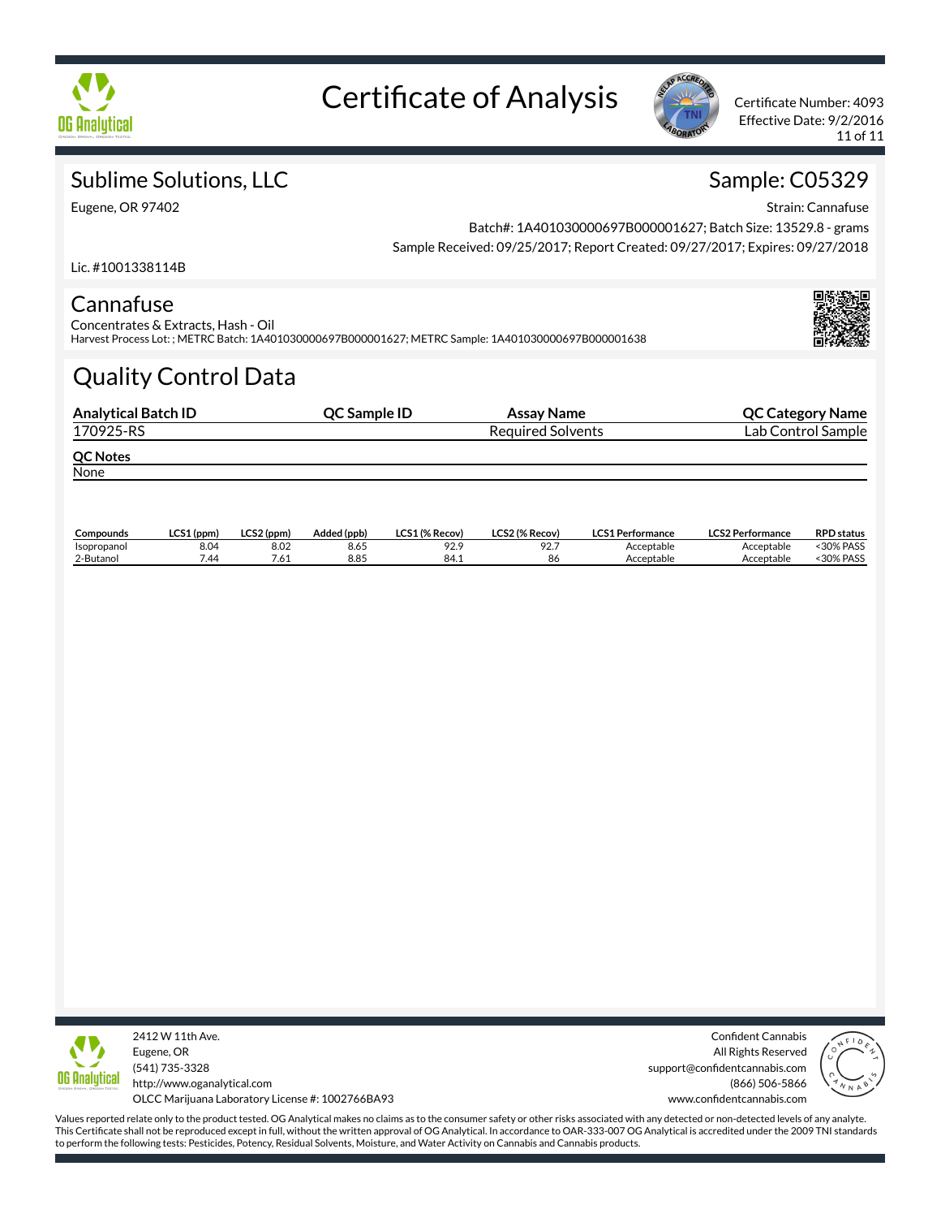# Certificate of Analysis

Certificate Number: 4093
Effective Date: 9/2/2016

## Sublime Solutions, LLC

Eugene, OR 97402

Lic. #1001338114B

## Sample: C05329

Strain: Cannafuse
Batch#: 1A401030000697B000001627; Batch Size: 13529.8 - grams
Sample Received: 09/25/2017; Report Created: 09/27/2017; Expires: 09/27/2018

## Cannafuse

Concentrates & Extracts, Hash - Oil
Harvest Process Lot: ; METRC Batch: 1A401030000697B000001627; METRC Sample: 1A401030000697B000001638

## Quality Control Data

| Analytical Batch ID | QC Sample ID | Assay Name | QC Category Name |
|---|---|---|---|
| 170925-RS | | Required Solvents | Lab Control Sample |

**QC Notes**

None

| Compounds | LCS1 (ppm) | LCS2 (ppm) | Added (ppb) | LCS1 (% Recov) | LCS2 (% Recov) | LCS1 Performance | LCS2 Performance | RPD status |
|---|---|---|---|---|---|---|---|---|
| Isopropanol | 8.04 | 8.02 | 8.65 | 92.9 | 92.7 | Acceptable | Acceptable | <30% PASS |
| 2-Butanol | 7.44 | 7.61 | 8.85 | 84.1 | 86 | Acceptable | Acceptable | <30% PASS |

2412 W 11th Ave.
Eugene, OR
(541) 735-3328
http://www.oganalytical.com
OLCC Marijuana Laboratory License #: 1002766BA93

Confident Cannabis
All Rights Reserved
support@confidentcannabis.com
(866) 506-5866
www.confidentcannabis.com

Values reported relate only to the product tested. OG Analytical makes no claims as to the consumer safety or other risks associated with any detected or non-detected levels of any analyte. This Certificate shall not be reproduced except in full, without the written approval of OG Analytical. In accordance to OAR-333-007 OG Analytical is accredited under the 2009 TNI standards to perform the following tests: Pesticides, Potency, Residual Solvents, Moisture, and Water Activity on Cannabis and Cannabis products.